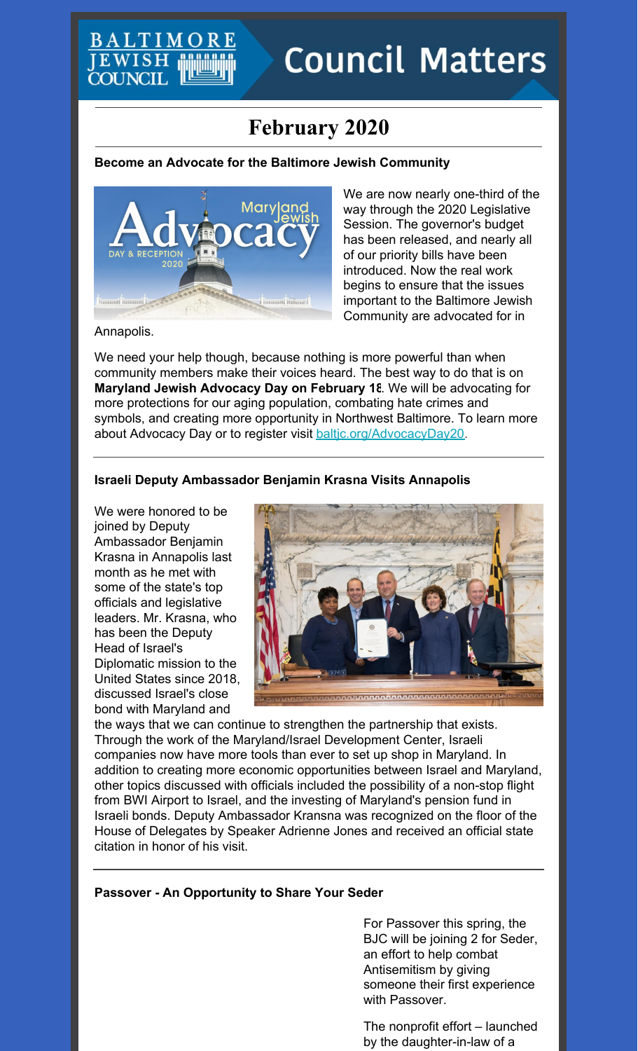# Council Matters

## February 2020

### Become an Advocate for the Baltimore Jewish Community

We are now nearly one-third of the way through the 2020 Legislative Session. The governor's budget has been released, and nearly all of our priority bills have been introduced. Now the real work begins to ensure that the issues important to the Baltimore Jewish Community are advocated for in Annapolis.

We need your help though, because nothing is more powerful than when community members make their voices heard. The best way to do that is on **Maryland Jewish Advocacy Day on February 18**. We will be advocating for more protections for our aging population, combating hate crimes and symbols, and creating more opportunity in Northwest Baltimore. To learn more about Advocacy Day or to register visit baltjc.org/AdvocacyDay20.

---

### Israeli Deputy Ambassador Benjamin Krasna Visits Annapolis

We were honored to be joined by Deputy Ambassador Benjamin Krasna in Annapolis last month as he met with some of the state's top officials and legislative leaders. Mr. Krasna, who has been the Deputy Head of Israel's Diplomatic mission to the United States since 2018, discussed Israel's close bond with Maryland and the ways that we can continue to strengthen the partnership that exists. Through the work of the Maryland/Israel Development Center, Israeli companies now have more tools than ever to set up shop in Maryland. In addition to creating more economic opportunities between Israel and Maryland, other topics discussed with officials included the possibility of a non-stop flight from BWI Airport to Israel, and the investing of Maryland's pension fund in Israeli bonds. Deputy Ambassador Kransna was recognized on the floor of the House of Delegates by Speaker Adrienne Jones and received an official state citation in honor of his visit.

---

### Passover - An Opportunity to Share Your Seder

For Passover this spring, the BJC will be joining 2 for Seder, an effort to help combat Antisemitism by giving someone their first experience with Passover.

The nonprofit effort – launched by the daughter-in-law of a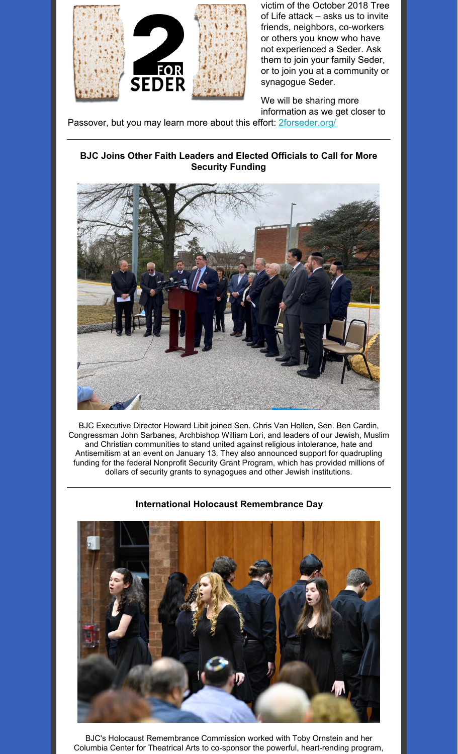victim of the October 2018 Tree of Life attack – asks us to invite friends, neighbors, co-workers or others you know who have not experienced a Seder. Ask them to join your family Seder, or to join you at a community or synagogue Seder.

We will be sharing more information as we get closer to Passover, but you may learn more about this effort: [2forseder.org/](2forseder.org/)

---

**BJC Joins Other Faith Leaders and Elected Officials to Call for More Security Funding**

BJC Executive Director Howard Libit joined Sen. Chris Van Hollen, Sen. Ben Cardin, Congressman John Sarbanes, Archbishop William Lori, and leaders of our Jewish, Muslim and Christian communities to stand united against religious intolerance, hate and Antisemitism at an event on January 13. They also announced support for quadrupling funding for the federal Nonprofit Security Grant Program, which has provided millions of dollars of security grants to synagogues and other Jewish institutions.

---

**International Holocaust Remembrance Day**

BJC's Holocaust Remembrance Commission worked with Toby Ornstein and her Columbia Center for Theatrical Arts to co-sponsor the powerful, heart-rending program,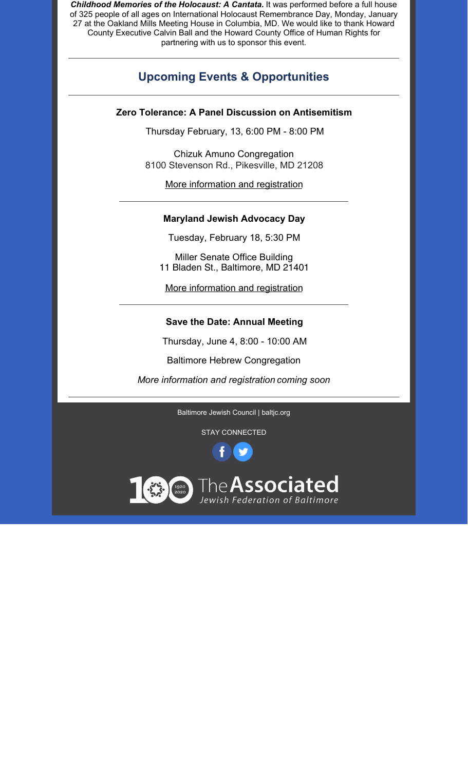***Childhood Memories of the Holocaust: A Cantata.*** It was performed before a full house of 325 people of all ages on International Holocaust Remembrance Day, Monday, January 27 at the Oakland Mills Meeting House in Columbia, MD. We would like to thank Howard County Executive Calvin Ball and the Howard County Office of Human Rights for partnering with us to sponsor this event.

---

## Upcoming Events & Opportunities

---

**Zero Tolerance: A Panel Discussion on Antisemitism**

Thursday February, 13, 6:00 PM - 8:00 PM

Chizuk Amuno Congregation
8100 Stevenson Rd., Pikesville, MD 21208

More information and registration

---

**Maryland Jewish Advocacy Day**

Tuesday, February 18, 5:30 PM

Miller Senate Office Building
11 Bladen St., Baltimore, MD 21401

More information and registration

---

**Save the Date: Annual Meeting**

Thursday, June 4, 8:00 - 10:00 AM

Baltimore Hebrew Congregation

*More information and registration coming soon*

---

Baltimore Jewish Council | baltjc.org

STAY CONNECTED

100 1920 2020 The Associated Jewish Federation of Baltimore